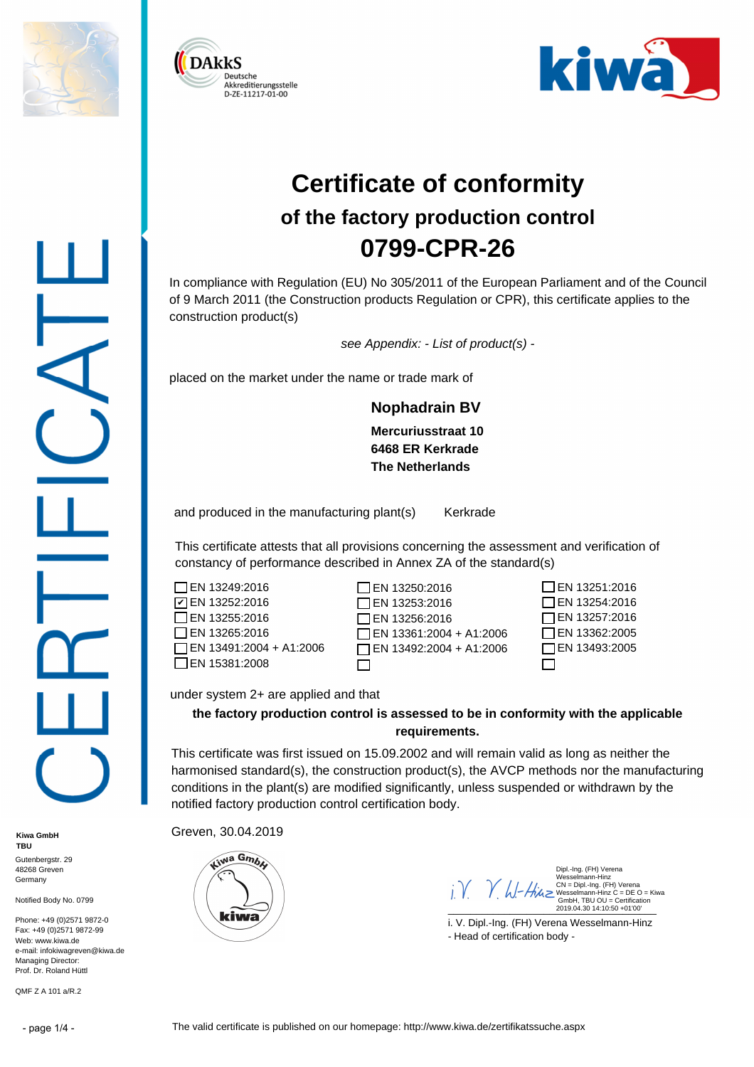DAkkS
Deutsche
Akkreditierungsstelle
D-ZE-11217-01-00

kiwa

CERTIFICATE

# Certificate of conformity

## of the factory production control

## 0799-CPR-26

In compliance with Regulation (EU) No 305/2011 of the European Parliament and of the Council of 9 March 2011 (the Construction products Regulation or CPR), this certificate applies to the construction product(s)

*see Appendix: - List of product(s) -*

placed on the market under the name or trade mark of

**Nophadrain BV**

**Mercuriusstraat 10**
**6468 ER Kerkrade**
**The Netherlands**

and produced in the manufacturing plant(s) Kerkrade

This certificate attests that all provisions concerning the assessment and verification of constancy of performance described in Annex ZA of the standard(s)

| | | |
|---|---|---|
| ☐ EN 13249:2016 | ☐ EN 13250:2016 | ☐ EN 13251:2016 |
| ☑ EN 13252:2016 | ☐ EN 13253:2016 | ☐ EN 13254:2016 |
| ☐ EN 13255:2016 | ☐ EN 13256:2016 | ☐ EN 13257:2016 |
| ☐ EN 13265:2016 | ☐ EN 13361:2004 + A1:2006 | ☐ EN 13362:2005 |
| ☐ EN 13491:2004 + A1:2006 | ☐ EN 13492:2004 + A1:2006 | ☐ EN 13493:2005 |
| ☐ EN 15381:2008 | ☐ | ☐ |

under system 2+ are applied and that

**the factory production control is assessed to be in conformity with the applicable requirements.**

This certificate was first issued on 15.09.2002 and will remain valid as long as neither the harmonised standard(s), the construction product(s), the AVCP methods nor the manufacturing conditions in the plant(s) are modified significantly, unless suspended or withdrawn by the notified factory production control certification body.

Greven, 30.04.2019

Kiwa GmbH
kiwa

i.V. V. W-Hinz

Dipl.-Ing. (FH) Verena Wesselmann-Hinz
CN = Dipl.-Ing. (FH) Verena Wesselmann-Hinz C = DE O = Kiwa GmbH, TBU OU = Certification
2019.04.30 14:10:50 +01'00'

i. V. Dipl.-Ing. (FH) Verena Wesselmann-Hinz
- Head of certification body -

**Kiwa GmbH**
**TBU**

Gutenbergstr. 29
48268 Greven
Germany

Notified Body No. 0799

Phone: +49 (0)2571 9872-0
Fax: +49 (0)2571 9872-99
Web: www.kiwa.de
e-mail: infokiwagreven@kiwa.de
Managing Director:
Prof. Dr. Roland Hüttl

QMF Z A 101 a/R.2

The valid certificate is published on our homepage: http://www.kiwa.de/zertifikatssuche.aspx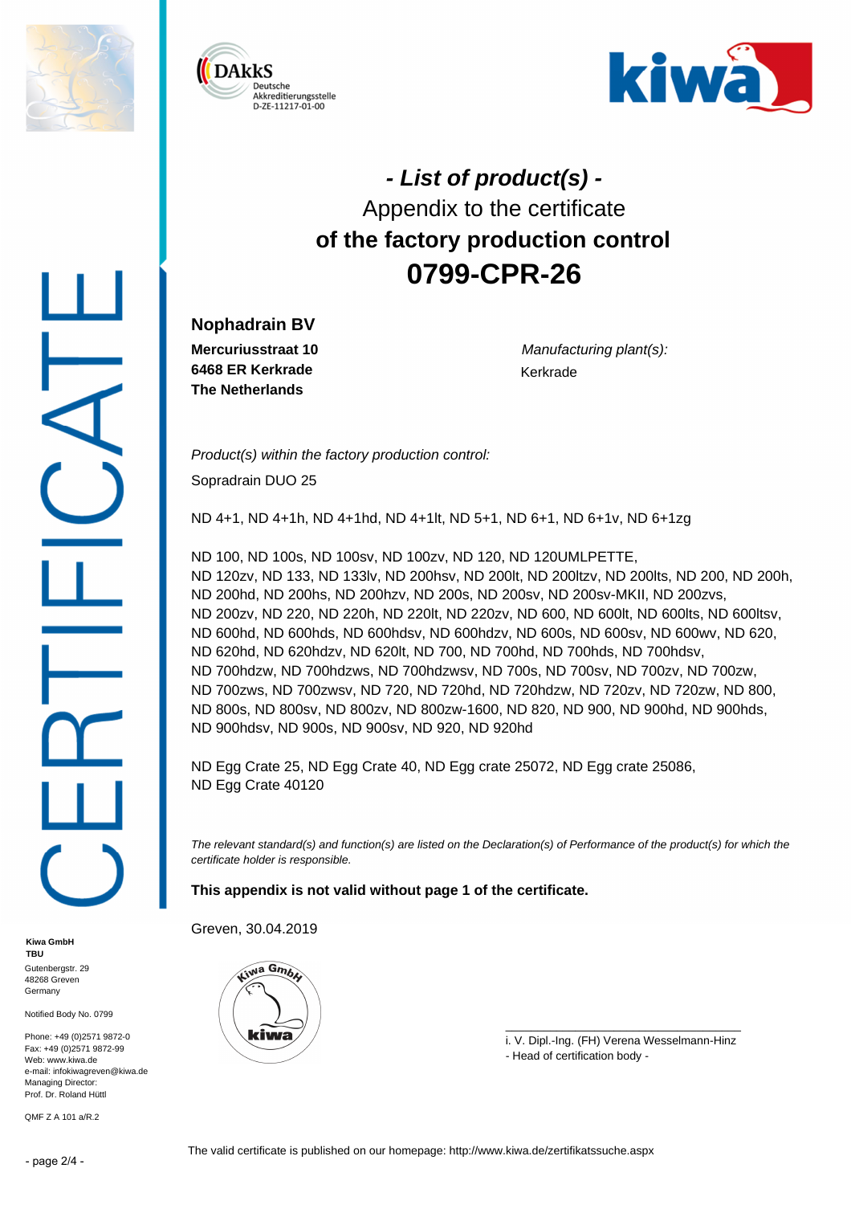# - List of product(s) -

Appendix to the certificate

**of the factory production control**

# 0799-CPR-26

**Nophadrain BV**

**Mercuriusstraat 10**
**6468 ER Kerkrade**
**The Netherlands**

*Manufacturing plant(s):*
Kerkrade

*Product(s) within the factory production control:*

Sopradrain DUO 25

ND 4+1, ND 4+1h, ND 4+1hd, ND 4+1lt, ND 5+1, ND 6+1, ND 6+1v, ND 6+1zg

ND 100, ND 100s, ND 100sv, ND 100zv, ND 120, ND 120UMLPETTE,
ND 120zv, ND 133, ND 133lv, ND 200hsv, ND 200lt, ND 200ltzv, ND 200lts, ND 200, ND 200h,
ND 200hd, ND 200hs, ND 200hzv, ND 200s, ND 200sv, ND 200sv-MKII, ND 200zvs,
ND 200zv, ND 220, ND 220h, ND 220lt, ND 220zv, ND 600, ND 600lt, ND 600lts, ND 600ltsv,
ND 600hd, ND 600hds, ND 600hdsv, ND 600hdzv, ND 600s, ND 600sv, ND 600wv, ND 620,
ND 620hd, ND 620hdzv, ND 620lt, ND 700, ND 700hd, ND 700hds, ND 700hdsv,
ND 700hdzw, ND 700hdzws, ND 700hdzwsv, ND 700s, ND 700sv, ND 700zv, ND 700zw,
ND 700zws, ND 700zwsv, ND 720, ND 720hd, ND 720hdzw, ND 720zv, ND 720zw, ND 800,
ND 800s, ND 800sv, ND 800zv, ND 800zw-1600, ND 820, ND 900, ND 900hd, ND 900hds,
ND 900hdsv, ND 900s, ND 900sv, ND 920, ND 920hd

ND Egg Crate 25, ND Egg Crate 40, ND Egg crate 25072, ND Egg crate 25086,
ND Egg Crate 40120

*The relevant standard(s) and function(s) are listed on the Declaration(s) of Performance of the product(s) for which the certificate holder is responsible.*

**This appendix is not valid without page 1 of the certificate.**

Greven, 30.04.2019

i. V. Dipl.-Ing. (FH) Verena Wesselmann-Hinz
- Head of certification body -

**Kiwa GmbH**
**TBU**
Gutenbergstr. 29
48268 Greven
Germany

Notified Body No. 0799

Phone: +49 (0)2571 9872-0
Fax: +49 (0)2571 9872-99
Web: www.kiwa.de
e-mail: infokiwagreven@kiwa.de
Managing Director:
Prof. Dr. Roland Hüttl

QMF Z A 101 a/R.2

The valid certificate is published on our homepage: http://www.kiwa.de/zertifikatssuche.aspx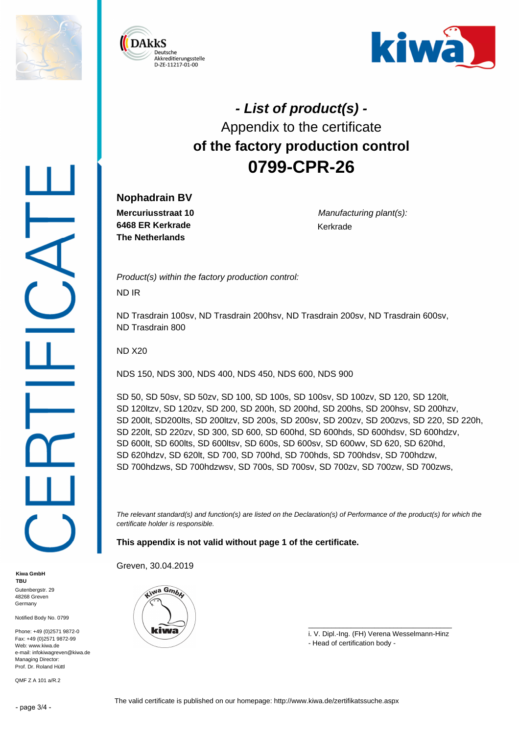# - List of product(s) -

Appendix to the certificate

**of the factory production control**

# 0799-CPR-26

**Nophadrain BV**

**Mercuriusstraat 10**
**6468 ER Kerkrade**
**The Netherlands**

*Manufacturing plant(s):*
Kerkrade

*Product(s) within the factory production control:*

ND IR

ND Trasdrain 100sv, ND Trasdrain 200hsv, ND Trasdrain 200sv, ND Trasdrain 600sv, ND Trasdrain 800

ND X20

NDS 150, NDS 300, NDS 400, NDS 450, NDS 600, NDS 900

SD 50, SD 50sv, SD 50zv, SD 100, SD 100s, SD 100sv, SD 100zv, SD 120, SD 120lt, SD 120ltzv, SD 120zv, SD 200, SD 200h, SD 200hd, SD 200hs, SD 200hsv, SD 200hzv, SD 200lt, SD200lts, SD 200ltzv, SD 200s, SD 200sv, SD 200zv, SD 200zvs, SD 220, SD 220h, SD 220lt, SD 220zv, SD 300, SD 600, SD 600hd, SD 600hds, SD 600hdsv, SD 600hdzv, SD 600lt, SD 600lts, SD 600ltsv, SD 600s, SD 600sv, SD 600wv, SD 620, SD 620hd, SD 620hdzv, SD 620lt, SD 700, SD 700hd, SD 700hds, SD 700hdsv, SD 700hdzw, SD 700hdzws, SD 700hdzwsv, SD 700s, SD 700sv, SD 700zv, SD 700zw, SD 700zws,

*The relevant standard(s) and function(s) are listed on the Declaration(s) of Performance of the product(s) for which the certificate holder is responsible.*

**This appendix is not valid without page 1 of the certificate.**

Greven, 30.04.2019

i. V. Dipl.-Ing. (FH) Verena Wesselmann-Hinz
- Head of certification body -

**Kiwa GmbH**
**TBU**
Gutenbergstr. 29
48268 Greven
Germany

Notified Body No. 0799

Phone: +49 (0)2571 9872-0
Fax: +49 (0)2571 9872-99
Web: www.kiwa.de
e-mail: infokiwagreven@kiwa.de
Managing Director:
Prof. Dr. Roland Hüttl

QMF Z A 101 a/R.2

The valid certificate is published on our homepage: http://www.kiwa.de/zertifikatssuche.aspx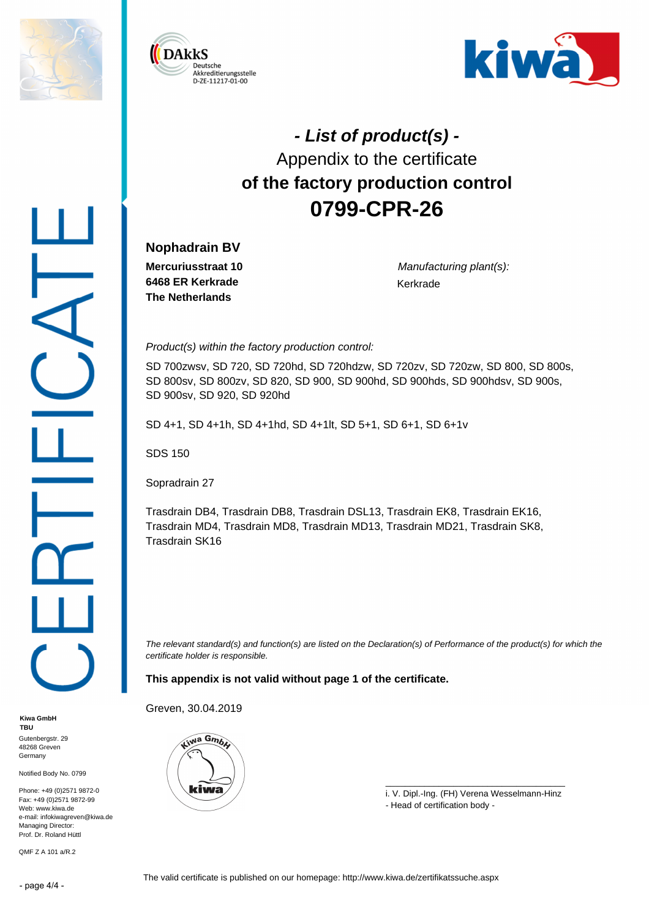# - List of product(s) -

Appendix to the certificate

**of the factory production control**

# 0799-CPR-26

**Nophadrain BV**

**Mercuriusstraat 10**
**6468 ER Kerkrade**
**The Netherlands**

*Manufacturing plant(s):*
Kerkrade

*Product(s) within the factory production control:*

SD 700zwsv, SD 720, SD 720hd, SD 720hdzw, SD 720zv, SD 720zw, SD 800, SD 800s, SD 800sv, SD 800zv, SD 820, SD 900, SD 900hd, SD 900hds, SD 900hdsv, SD 900s, SD 900sv, SD 920, SD 920hd

SD 4+1, SD 4+1h, SD 4+1hd, SD 4+1lt, SD 5+1, SD 6+1, SD 6+1v

SDS 150

Sopradrain 27

Trasdrain DB4, Trasdrain DB8, Trasdrain DSL13, Trasdrain EK8, Trasdrain EK16, Trasdrain MD4, Trasdrain MD8, Trasdrain MD13, Trasdrain MD21, Trasdrain SK8, Trasdrain SK16

*The relevant standard(s) and function(s) are listed on the Declaration(s) of Performance of the product(s) for which the certificate holder is responsible.*

**This appendix is not valid without page 1 of the certificate.**

Greven, 30.04.2019

i. V. Dipl.-Ing. (FH) Verena Wesselmann-Hinz
- Head of certification body -

**Kiwa GmbH**
**TBU**
Gutenbergstr. 29
48268 Greven
Germany

Notified Body No. 0799

Phone: +49 (0)2571 9872-0
Fax: +49 (0)2571 9872-99
Web: www.kiwa.de
e-mail: infokiwagreven@kiwa.de
Managing Director:
Prof. Dr. Roland Hüttl

QMF Z A 101 a/R.2

The valid certificate is published on our homepage: http://www.kiwa.de/zertifikatssuche.aspx